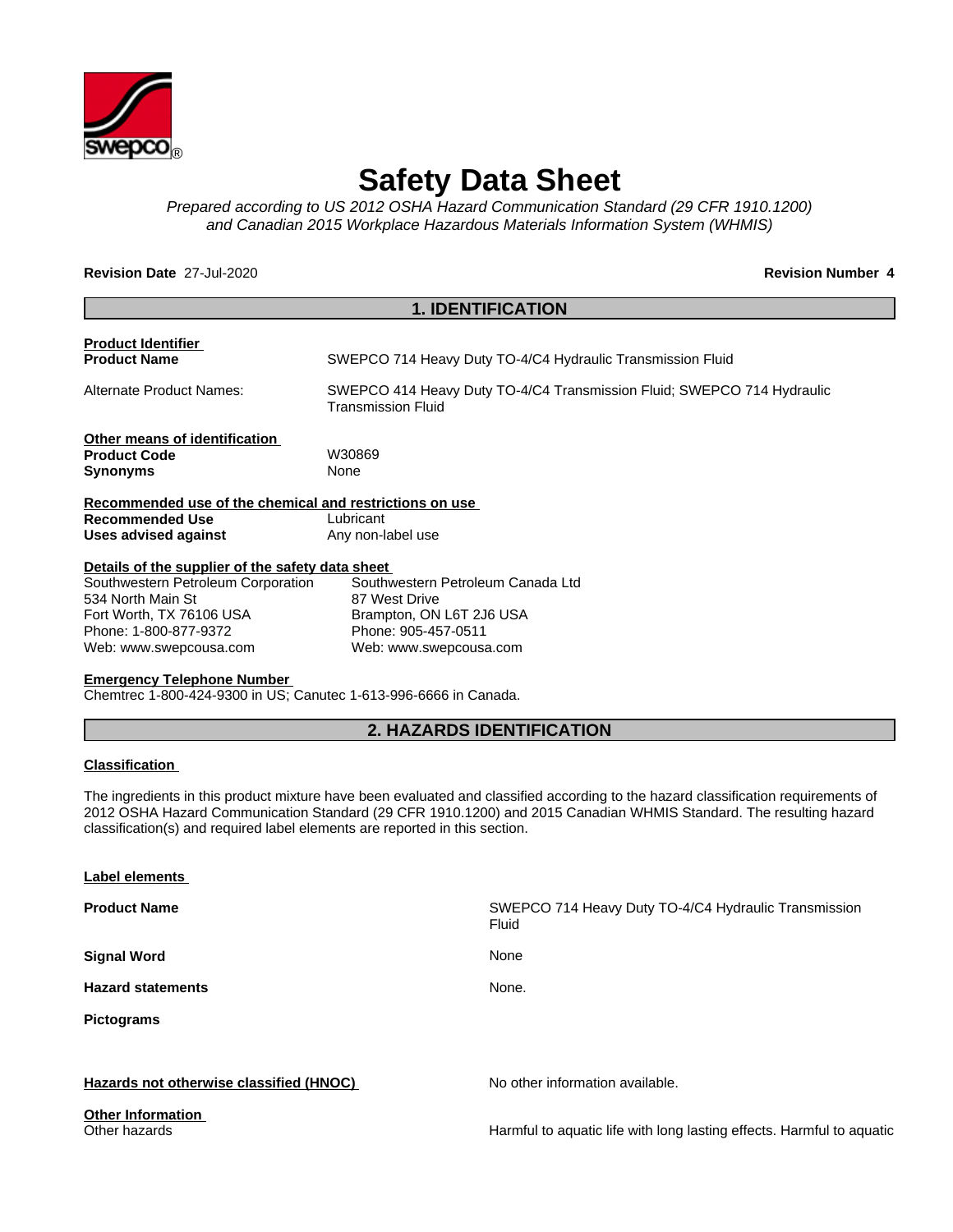# Safety Data Sheet

*Prepared according to US 2012 OSHA Hazard Communication Standard (29 CFR 1910.1200) and Canadian 2015 Workplace Hazardous Materials Information System (WHMIS)*

**Revision Date** 27-Jul-2020 **Revision Number 4**

## 1. IDENTIFICATION

**Product Identifier**

**Product Name** SWEPCO 714 Heavy Duty TO-4/C4 Hydraulic Transmission Fluid

Alternate Product Names: SWEPCO 414 Heavy Duty TO-4/C4 Transmission Fluid; SWEPCO 714 Hydraulic Transmission Fluid

**Other means of identification**

**Product Code** W30869

**Synonyms** None

**Recommended use of the chemical and restrictions on use**

**Recommended Use** Lubricant

**Uses advised against** Any non-label use

**Details of the supplier of the safety data sheet**

Southwestern Petroleum Corporation
534 North Main St
Fort Worth, TX 76106 USA
Phone: 1-800-877-9372
Web: www.swepcousa.com

Southwestern Petroleum Canada Ltd
87 West Drive
Brampton, ON L6T 2J6 USA
Phone: 905-457-0511
Web: www.swepcousa.com

**Emergency Telephone Number**

Chemtrec 1-800-424-9300 in US; Canutec 1-613-996-6666 in Canada.

## 2. HAZARDS IDENTIFICATION

**Classification**

The ingredients in this product mixture have been evaluated and classified according to the hazard classification requirements of 2012 OSHA Hazard Communication Standard (29 CFR 1910.1200) and 2015 Canadian WHMIS Standard. The resulting hazard classification(s) and required label elements are reported in this section.

**Label elements**

**Product Name** SWEPCO 714 Heavy Duty TO-4/C4 Hydraulic Transmission Fluid

**Signal Word** None

**Hazard statements** None.

**Pictograms**

**Hazards not otherwise classified (HNOC)** No other information available.

**Other Information**

Other hazards Harmful to aquatic life with long lasting effects. Harmful to aquatic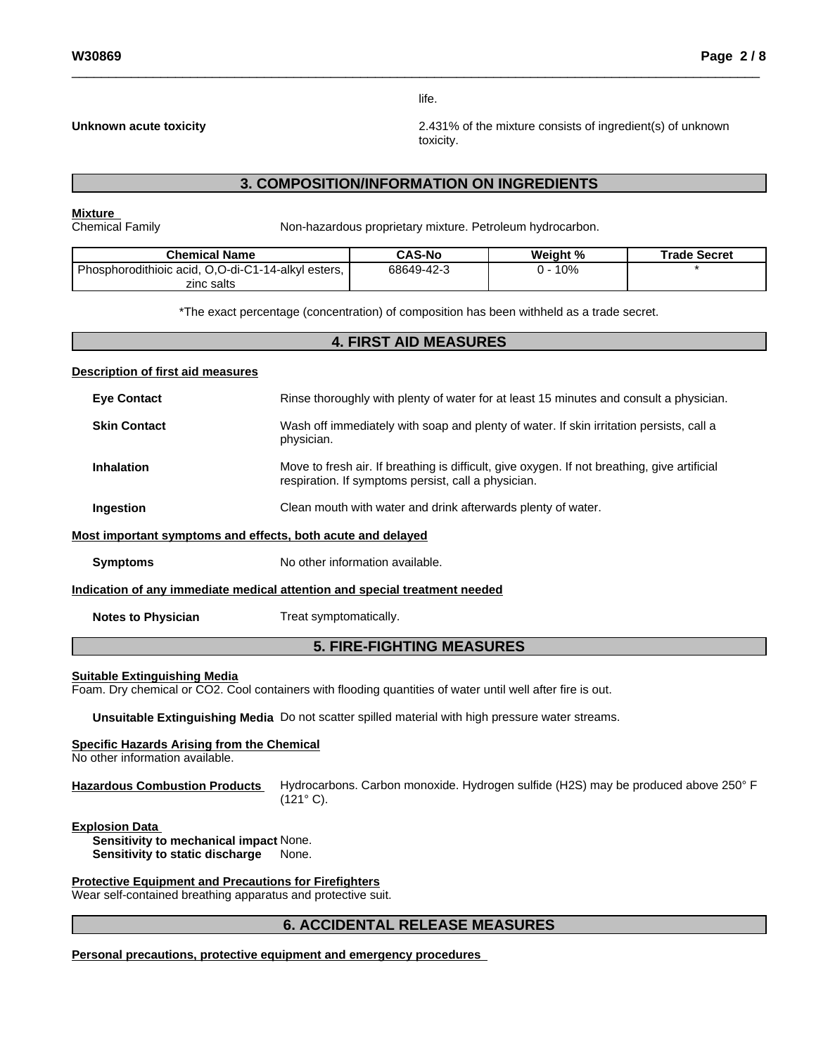life.

**Unknown acute toxicity** 2.431% of the mixture consists of ingredient(s) of unknown toxicity.

## 3. COMPOSITION/INFORMATION ON INGREDIENTS

**Mixture**

Chemical Family Non-hazardous proprietary mixture. Petroleum hydrocarbon.

| Chemical Name | CAS-No | Weight % | Trade Secret |
|---|---|---|---|
| Phosphorodithioic acid, O,O-di-C1-14-alkyl esters, zinc salts | 68649-42-3 | 0 - 10% | * |

*The exact percentage (concentration) of composition has been withheld as a trade secret.

## 4. FIRST AID MEASURES

**Description of first aid measures**

**Eye Contact** Rinse thoroughly with plenty of water for at least 15 minutes and consult a physician.

**Skin Contact** Wash off immediately with soap and plenty of water. If skin irritation persists, call a physician.

**Inhalation** Move to fresh air. If breathing is difficult, give oxygen. If not breathing, give artificial respiration. If symptoms persist, call a physician.

**Ingestion** Clean mouth with water and drink afterwards plenty of water.

**Most important symptoms and effects, both acute and delayed**

**Symptoms** No other information available.

**Indication of any immediate medical attention and special treatment needed**

**Notes to Physician** Treat symptomatically.

## 5. FIRE-FIGHTING MEASURES

**Suitable Extinguishing Media**

Foam. Dry chemical or $CO_2$. Cool containers with flooding quantities of water until well after fire is out.

**Unsuitable Extinguishing Media** Do not scatter spilled material with high pressure water streams.

**Specific Hazards Arising from the Chemical**

No other information available.

**Hazardous Combustion Products** Hydrocarbons. Carbon monoxide. Hydrogen sulfide ($H_2S$) may be produced above 250° F (121° C).

**Explosion Data**

**Sensitivity to mechanical impact** None.
**Sensitivity to static discharge** None.

**Protective Equipment and Precautions for Firefighters**

Wear self-contained breathing apparatus and protective suit.

## 6. ACCIDENTAL RELEASE MEASURES

**Personal precautions, protective equipment and emergency procedures**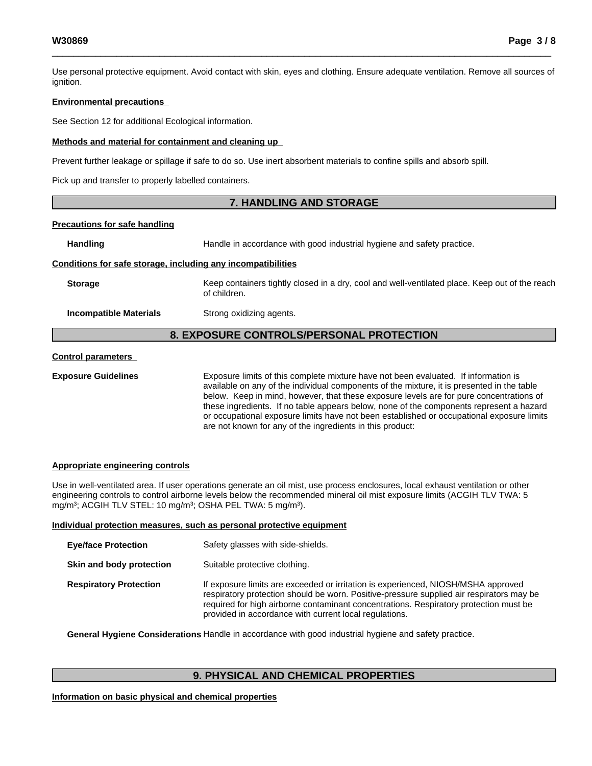Use personal protective equipment. Avoid contact with skin, eyes and clothing. Ensure adequate ventilation. Remove all sources of ignition.

**Environmental precautions**

See Section 12 for additional Ecological information.

**Methods and material for containment and cleaning up**

Prevent further leakage or spillage if safe to do so. Use inert absorbent materials to confine spills and absorb spill.

Pick up and transfer to properly labelled containers.

## 7. HANDLING AND STORAGE

**Precautions for safe handling**

**Handling** Handle in accordance with good industrial hygiene and safety practice.

**Conditions for safe storage, including any incompatibilities**

**Storage** Keep containers tightly closed in a dry, cool and well-ventilated place. Keep out of the reach of children.

**Incompatible Materials** Strong oxidizing agents.

## 8. EXPOSURE CONTROLS/PERSONAL PROTECTION

**Control parameters**

**Exposure Guidelines** Exposure limits of this complete mixture have not been evaluated. If information is available on any of the individual components of the mixture, it is presented in the table below. Keep in mind, however, that these exposure levels are for pure concentrations of these ingredients. If no table appears below, none of the components represent a hazard or occupational exposure limits have not been established or occupational exposure limits are not known for any of the ingredients in this product:

**Appropriate engineering controls**

Use in well-ventilated area. If user operations generate an oil mist, use process enclosures, local exhaust ventilation or other engineering controls to control airborne levels below the recommended mineral oil mist exposure limits (ACGIH TLV TWA: 5 $mg/m^3$; ACGIH TLV STEL: 10 $mg/m^3$; OSHA PEL TWA: 5 $mg/m^3$).

**Individual protection measures, such as personal protective equipment**

**Eye/face Protection** Safety glasses with side-shields.

**Skin and body protection** Suitable protective clothing.

**Respiratory Protection** If exposure limits are exceeded or irritation is experienced, NIOSH/MSHA approved respiratory protection should be worn. Positive-pressure supplied air respirators may be required for high airborne contaminant concentrations. Respiratory protection must be provided in accordance with current local regulations.

**General Hygiene Considerations** Handle in accordance with good industrial hygiene and safety practice.

## 9. PHYSICAL AND CHEMICAL PROPERTIES

**Information on basic physical and chemical properties**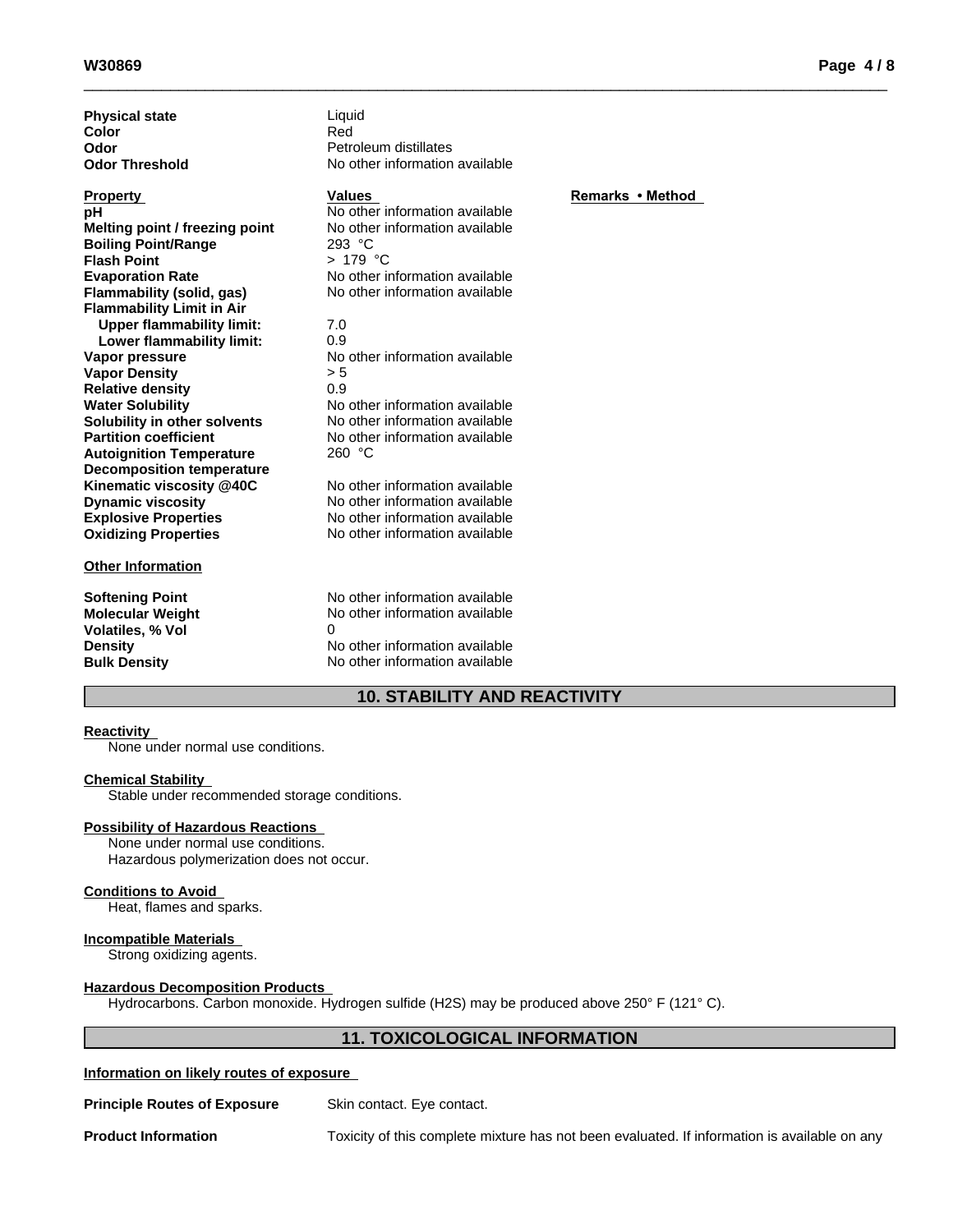| | |
|---|---|
| **Physical state** | Liquid |
| **Color** | Red |
| **Odor** | Petroleum distillates |
| **Odor Threshold** | No other information available |

| **Property** | **Values** | **Remarks • Method** |
|---|---|---|
| **pH** | No other information available | |
| **Melting point / freezing point** | No other information available | |
| **Boiling Point/Range** | 293 °C | |
| **Flash Point** | > 179 °C | |
| **Evaporation Rate** | No other information available | |
| **Flammability (solid, gas)** | No other information available | |
| **Flammability Limit in Air** | | |
| **Upper flammability limit:** | 7.0 | |
| **Lower flammability limit:** | 0.9 | |
| **Vapor pressure** | No other information available | |
| **Vapor Density** | > 5 | |
| **Relative density** | 0.9 | |
| **Water Solubility** | No other information available | |
| **Solubility in other solvents** | No other information available | |
| **Partition coefficient** | No other information available | |
| **Autoignition Temperature** | 260 °C | |
| **Decomposition temperature** | | |
| **Kinematic viscosity @40C** | No other information available | |
| **Dynamic viscosity** | No other information available | |
| **Explosive Properties** | No other information available | |
| **Oxidizing Properties** | No other information available | |

**Other Information**

| | |
|---|---|
| **Softening Point** | No other information available |
| **Molecular Weight** | No other information available |
| **Volatiles, % Vol** | 0 |
| **Density** | No other information available |
| **Bulk Density** | No other information available |

## 10. STABILITY AND REACTIVITY

**Reactivity**

None under normal use conditions.

**Chemical Stability**

Stable under recommended storage conditions.

**Possibility of Hazardous Reactions**

None under normal use conditions.
Hazardous polymerization does not occur.

**Conditions to Avoid**

Heat, flames and sparks.

**Incompatible Materials**

Strong oxidizing agents.

**Hazardous Decomposition Products**

Hydrocarbons. Carbon monoxide. Hydrogen sulfide ($H_2S$) may be produced above 250° F (121° C).

## 11. TOXICOLOGICAL INFORMATION

**Information on likely routes of exposure**

**Principle Routes of Exposure** Skin contact. Eye contact.

**Product Information** Toxicity of this complete mixture has not been evaluated. If information is available on any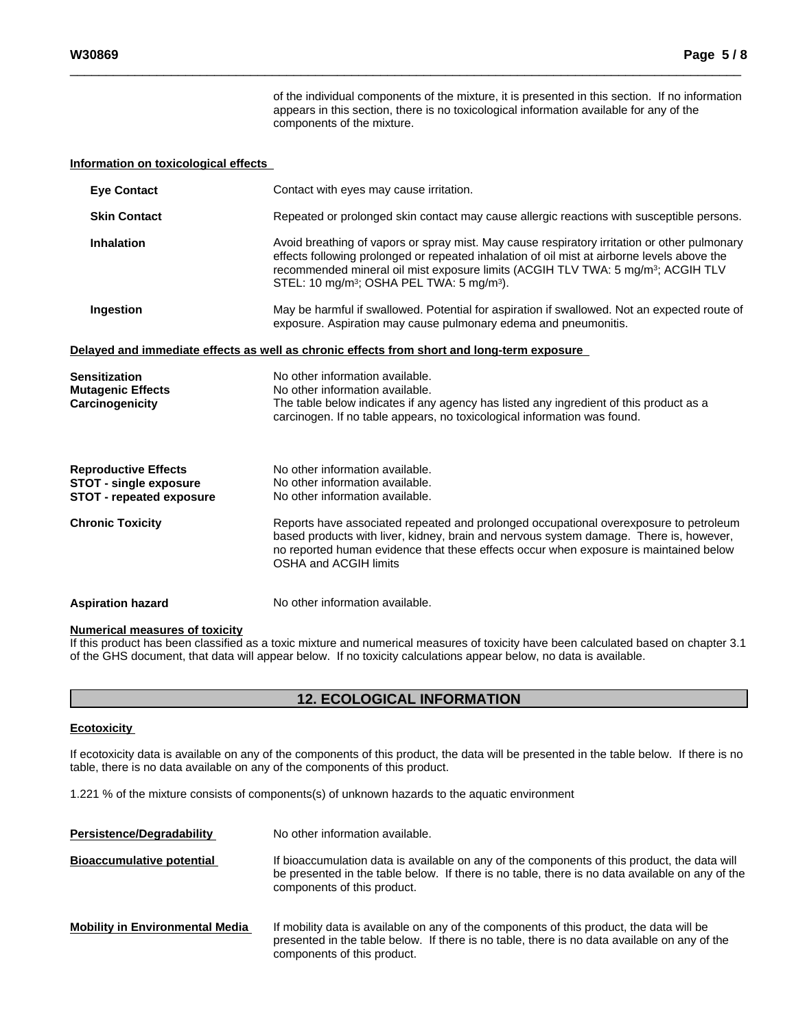of the individual components of the mixture, it is presented in this section. If no information appears in this section, there is no toxicological information available for any of the components of the mixture.

**Information on toxicological effects**

**Eye Contact** Contact with eyes may cause irritation.

**Skin Contact** Repeated or prolonged skin contact may cause allergic reactions with susceptible persons.

**Inhalation** Avoid breathing of vapors or spray mist. May cause respiratory irritation or other pulmonary effects following prolonged or repeated inhalation of oil mist at airborne levels above the recommended mineral oil mist exposure limits (ACGIH TLV TWA: 5 mg/m$^3$; ACGIH TLV STEL: 10 mg/m$^3$; OSHA PEL TWA: 5 mg/m$^3$).

**Ingestion** May be harmful if swallowed. Potential for aspiration if swallowed. Not an expected route of exposure. Aspiration may cause pulmonary edema and pneumonitis.

**Delayed and immediate effects as well as chronic effects from short and long-term exposure**

**Sensitization** No other information available.
**Mutagenic Effects** No other information available.
**Carcinogenicity** The table below indicates if any agency has listed any ingredient of this product as a carcinogen. If no table appears, no toxicological information was found.

**Reproductive Effects** No other information available.
**STOT - single exposure** No other information available.
**STOT - repeated exposure** No other information available.

**Chronic Toxicity** Reports have associated repeated and prolonged occupational overexposure to petroleum based products with liver, kidney, brain and nervous system damage. There is, however, no reported human evidence that these effects occur when exposure is maintained below OSHA and ACGIH limits

**Aspiration hazard** No other information available.

**Numerical measures of toxicity**
If this product has been classified as a toxic mixture and numerical measures of toxicity have been calculated based on chapter 3.1 of the GHS document, that data will appear below. If no toxicity calculations appear below, no data is available.

## 12. ECOLOGICAL INFORMATION

**Ecotoxicity**

If ecotoxicity data is available on any of the components of this product, the data will be presented in the table below. If there is no table, there is no data available on any of the components of this product.

1.221 % of the mixture consists of components(s) of unknown hazards to the aquatic environment

**Persistence/Degradability** No other information available.

**Bioaccumulative potential** If bioaccumulation data is available on any of the components of this product, the data will be presented in the table below. If there is no table, there is no data available on any of the components of this product.

**Mobility in Environmental Media** If mobility data is available on any of the components of this product, the data will be presented in the table below. If there is no table, there is no data available on any of the components of this product.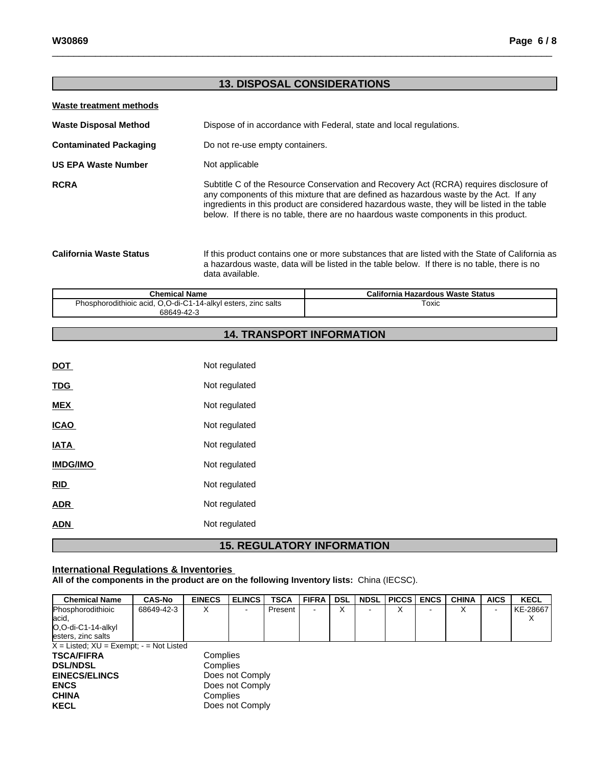## 13. DISPOSAL CONSIDERATIONS

**Waste treatment methods**

**Waste Disposal Method** Dispose of in accordance with Federal, state and local regulations.

**Contaminated Packaging** Do not re-use empty containers.

**US EPA Waste Number** Not applicable

**RCRA** Subtitle C of the Resource Conservation and Recovery Act (RCRA) requires disclosure of any components of this mixture that are defined as hazardous waste by the Act. If any ingredients in this product are considered hazardous waste, they will be listed in the table below. If there is no table, there are no haardous waste components in this product.

**California Waste Status** If this product contains one or more substances that are listed with the State of California as a hazardous waste, data will be listed in the table below. If there is no table, there is no data available.

| Chemical Name | California Hazardous Waste Status |
|---|---|
| Phosphorodithioic acid, O,O-di-C1-14-alkyl esters, zinc salts 68649-42-3 | Toxic |

## 14. TRANSPORT INFORMATION

**DOT** Not regulated

**TDG** Not regulated

**MEX** Not regulated

**ICAO** Not regulated

**IATA** Not regulated

**IMDG/IMO** Not regulated

**RID** Not regulated

**ADR** Not regulated

**ADN** Not regulated

## 15. REGULATORY INFORMATION

**International Regulations & Inventories**

**All of the components in the product are on the following Inventory lists:** China (IECSC).

| Chemical Name | CAS-No | EINECS | ELINCS | TSCA | FIFRA | DSL | NDSL | PICCS | ENCS | CHINA | AICS | KECL |
|---|---|---|---|---|---|---|---|---|---|---|---|---|
| Phosphorodithioic acid, O,O-di-C1-14-alkyl esters, zinc salts | 68649-42-3 | X | - | Present | - | X | - | X | - | X | - | KE-28667 X |

X = Listed; XU = Exempt; - = Not Listed

**TSCA/FIFRA** Complies
**DSL/NDSL** Complies
**EINECS/ELINCS** Does not Comply
**ENCS** Does not Comply
**CHINA** Complies
**KECL** Does not Comply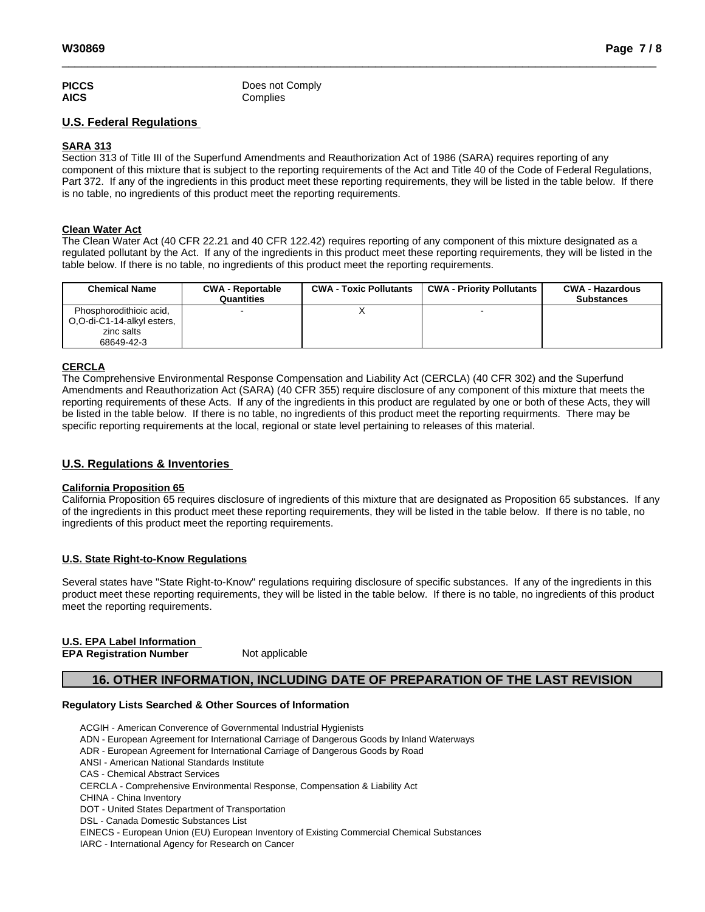**PICCS** Does not Comply
**AICS** Complies

## U.S. Federal Regulations

**SARA 313**

Section 313 of Title III of the Superfund Amendments and Reauthorization Act of 1986 (SARA) requires reporting of any component of this mixture that is subject to the reporting requirements of the Act and Title 40 of the Code of Federal Regulations, Part 372. If any of the ingredients in this product meet these reporting requirements, they will be listed in the table below. If there is no table, no ingredients of this product meet the reporting requirements.

**Clean Water Act**

The Clean Water Act (40 CFR 22.21 and 40 CFR 122.42) requires reporting of any component of this mixture designated as a regulated pollutant by the Act. If any of the ingredients in this product meet these reporting requirements, they will be listed in the table below. If there is no table, no ingredients of this product meet the reporting requirements.

| Chemical Name | CWA - Reportable Quantities | CWA - Toxic Pollutants | CWA - Priority Pollutants | CWA - Hazardous Substances |
|---|---|---|---|---|
| Phosphorodithioic acid, O,O-di-C1-14-alkyl esters, zinc salts 68649-42-3 | - | X | - | |

**CERCLA**

The Comprehensive Environmental Response Compensation and Liability Act (CERCLA) (40 CFR 302) and the Superfund Amendments and Reauthorization Act (SARA) (40 CFR 355) require disclosure of any component of this mixture that meets the reporting requirements of these Acts. If any of the ingredients in this product are regulated by one or both of these Acts, they will be listed in the table below. If there is no table, no ingredients of this product meet the reporting requirments. There may be specific reporting requirements at the local, regional or state level pertaining to releases of this material.

## U.S. Regulations & Inventories

**California Proposition 65**

California Proposition 65 requires disclosure of ingredients of this mixture that are designated as Proposition 65 substances. If any of the ingredients in this product meet these reporting requirements, they will be listed in the table below. If there is no table, no ingredients of this product meet the reporting requirements.

**U.S. State Right-to-Know Regulations**

Several states have "State Right-to-Know" regulations requiring disclosure of specific substances. If any of the ingredients in this product meet these reporting requirements, they will be listed in the table below. If there is no table, no ingredients of this product meet the reporting requirements.

**U.S. EPA Label Information**
**EPA Registration Number** Not applicable

## 16. OTHER INFORMATION, INCLUDING DATE OF PREPARATION OF THE LAST REVISION

**Regulatory Lists Searched & Other Sources of Information**

ACGIH - American Converence of Governmental Industrial Hygienists
ADN - European Agreement for International Carriage of Dangerous Goods by Inland Waterways
ADR - European Agreement for International Carriage of Dangerous Goods by Road
ANSI - American National Standards Institute
CAS - Chemical Abstract Services
CERCLA - Comprehensive Environmental Response, Compensation & Liability Act
CHINA - China Inventory
DOT - United States Department of Transportation
DSL - Canada Domestic Substances List
EINECS - European Union (EU) European Inventory of Existing Commercial Chemical Substances
IARC - International Agency for Research on Cancer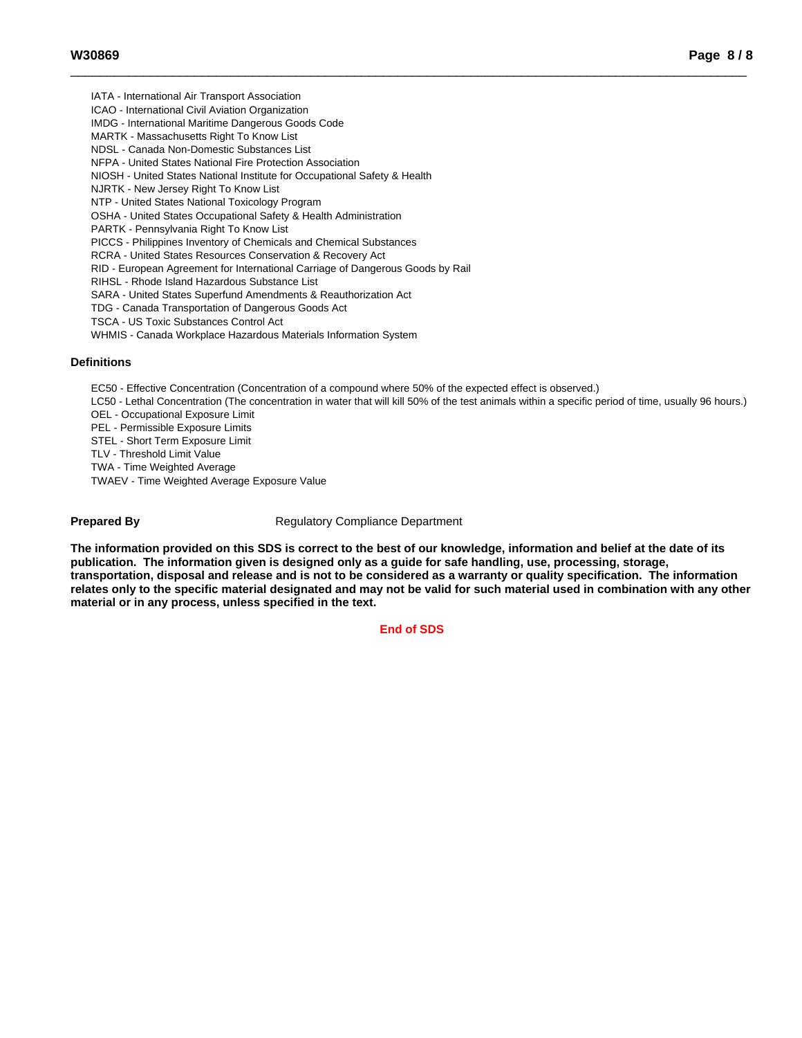- IATA - International Air Transport Association
- ICAO - International Civil Aviation Organization
- IMDG - International Maritime Dangerous Goods Code
- MARTK - Massachusetts Right To Know List
- NDSL - Canada Non-Domestic Substances List
- NFPA - United States National Fire Protection Association
- NIOSH - United States National Institute for Occupational Safety & Health
- NJRTK - New Jersey Right To Know List
- NTP - United States National Toxicology Program
- OSHA - United States Occupational Safety & Health Administration
- PARTK - Pennsylvania Right To Know List
- PICCS - Philippines Inventory of Chemicals and Chemical Substances
- RCRA - United States Resources Conservation & Recovery Act
- RID - European Agreement for International Carriage of Dangerous Goods by Rail
- RIHSL - Rhode Island Hazardous Substance List
- SARA - United States Superfund Amendments & Reauthorization Act
- TDG - Canada Transportation of Dangerous Goods Act
- TSCA - US Toxic Substances Control Act
- WHMIS - Canada Workplace Hazardous Materials Information System

**Definitions**

- EC50 - Effective Concentration (Concentration of a compound where 50% of the expected effect is observed.)
- LC50 - Lethal Concentration (The concentration in water that will kill 50% of the test animals within a specific period of time, usually 96 hours.)
- OEL - Occupational Exposure Limit
- PEL - Permissible Exposure Limits
- STEL - Short Term Exposure Limit
- TLV - Threshold Limit Value
- TWA - Time Weighted Average
- TWAEV - Time Weighted Average Exposure Value

**Prepared By** Regulatory Compliance Department

**The information provided on this SDS is correct to the best of our knowledge, information and belief at the date of its publication. The information given is designed only as a guide for safe handling, use, processing, storage, transportation, disposal and release and is not to be considered as a warranty or quality specification. The information relates only to the specific material designated and may not be valid for such material used in combination with any other material or in any process, unless specified in the text.**

**End of SDS**